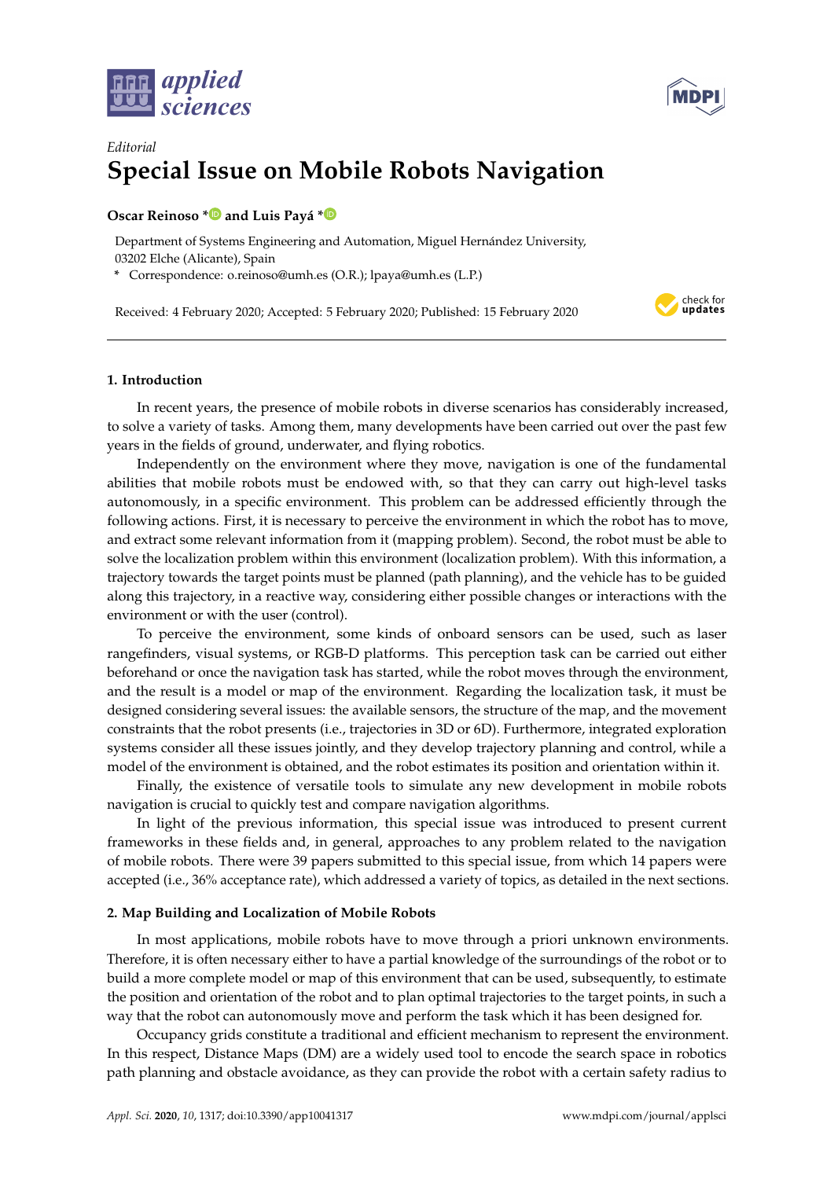*Editorial*

# Special Issue on Mobile Robots Navigation

**Oscar Reinoso \* and Luis Payá \***

Department of Systems Engineering and Automation, Miguel Hernández University, 03202 Elche (Alicante), Spain

\* Correspondence: o.reinoso@umh.es (O.R.); lpaya@umh.es (L.P.)

Received: 4 February 2020; Accepted: 5 February 2020; Published: 15 February 2020

## 1. Introduction

In recent years, the presence of mobile robots in diverse scenarios has considerably increased, to solve a variety of tasks. Among them, many developments have been carried out over the past few years in the fields of ground, underwater, and flying robotics.

Independently on the environment where they move, navigation is one of the fundamental abilities that mobile robots must be endowed with, so that they can carry out high-level tasks autonomously, in a specific environment. This problem can be addressed efficiently through the following actions. First, it is necessary to perceive the environment in which the robot has to move, and extract some relevant information from it (mapping problem). Second, the robot must be able to solve the localization problem within this environment (localization problem). With this information, a trajectory towards the target points must be planned (path planning), and the vehicle has to be guided along this trajectory, in a reactive way, considering either possible changes or interactions with the environment or with the user (control).

To perceive the environment, some kinds of onboard sensors can be used, such as laser rangefinders, visual systems, or RGB-D platforms. This perception task can be carried out either beforehand or once the navigation task has started, while the robot moves through the environment, and the result is a model or map of the environment. Regarding the localization task, it must be designed considering several issues: the available sensors, the structure of the map, and the movement constraints that the robot presents (i.e., trajectories in 3D or 6D). Furthermore, integrated exploration systems consider all these issues jointly, and they develop trajectory planning and control, while a model of the environment is obtained, and the robot estimates its position and orientation within it.

Finally, the existence of versatile tools to simulate any new development in mobile robots navigation is crucial to quickly test and compare navigation algorithms.

In light of the previous information, this special issue was introduced to present current frameworks in these fields and, in general, approaches to any problem related to the navigation of mobile robots. There were 39 papers submitted to this special issue, from which 14 papers were accepted (i.e., 36% acceptance rate), which addressed a variety of topics, as detailed in the next sections.

## 2. Map Building and Localization of Mobile Robots

In most applications, mobile robots have to move through a priori unknown environments. Therefore, it is often necessary either to have a partial knowledge of the surroundings of the robot or to build a more complete model or map of this environment that can be used, subsequently, to estimate the position and orientation of the robot and to plan optimal trajectories to the target points, in such a way that the robot can autonomously move and perform the task which it has been designed for.

Occupancy grids constitute a traditional and efficient mechanism to represent the environment. In this respect, Distance Maps (DM) are a widely used tool to encode the search space in robotics path planning and obstacle avoidance, as they can provide the robot with a certain safety radius to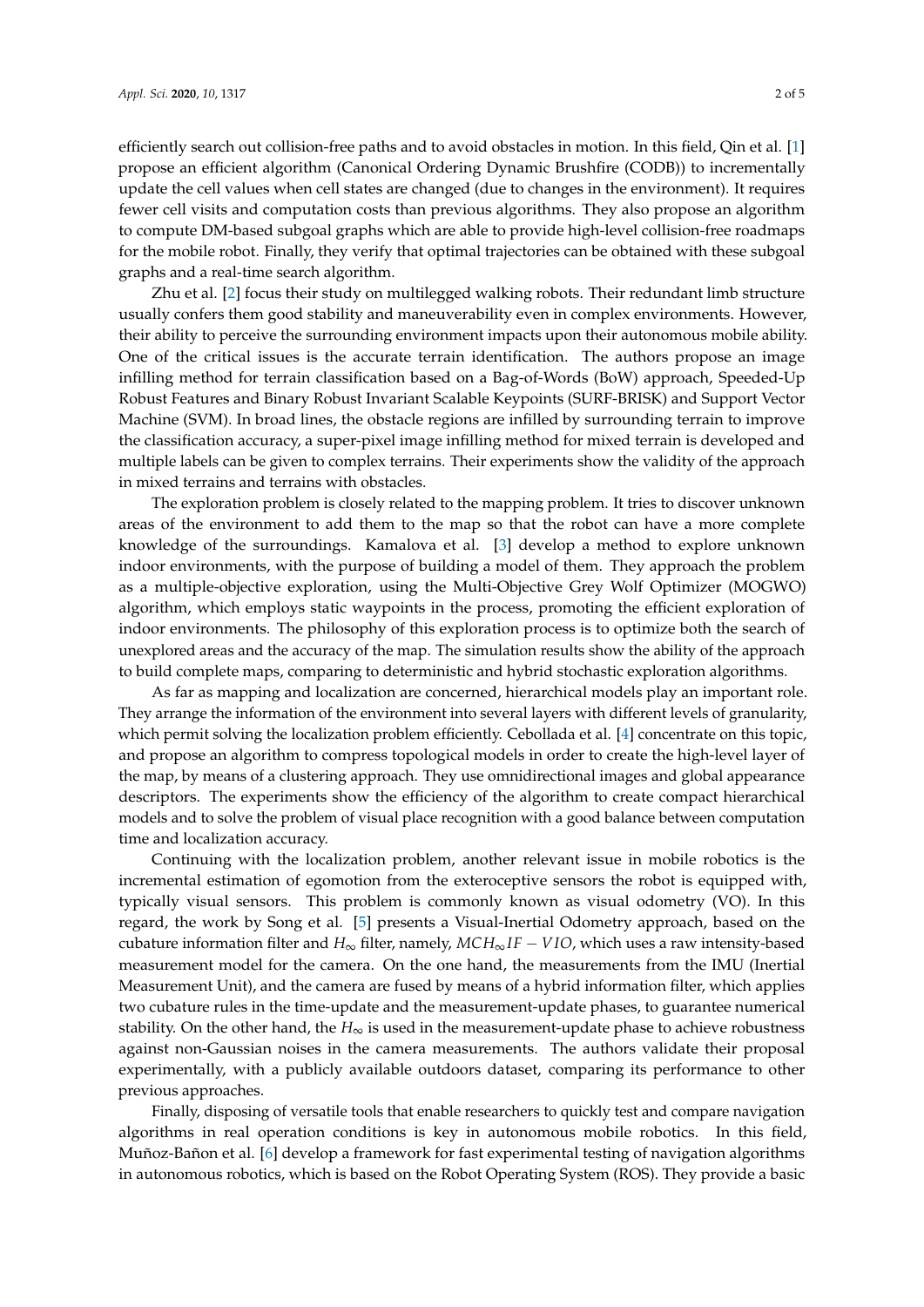efficiently search out collision-free paths and to avoid obstacles in motion. In this field, Qin et al. [1] propose an efficient algorithm (Canonical Ordering Dynamic Brushfire (CODB)) to incrementally update the cell values when cell states are changed (due to changes in the environment). It requires fewer cell visits and computation costs than previous algorithms. They also propose an algorithm to compute DM-based subgoal graphs which are able to provide high-level collision-free roadmaps for the mobile robot. Finally, they verify that optimal trajectories can be obtained with these subgoal graphs and a real-time search algorithm.

Zhu et al. [2] focus their study on multilegged walking robots. Their redundant limb structure usually confers them good stability and maneuverability even in complex environments. However, their ability to perceive the surrounding environment impacts upon their autonomous mobile ability. One of the critical issues is the accurate terrain identification. The authors propose an image infilling method for terrain classification based on a Bag-of-Words (BoW) approach, Speeded-Up Robust Features and Binary Robust Invariant Scalable Keypoints (SURF-BRISK) and Support Vector Machine (SVM). In broad lines, the obstacle regions are infilled by surrounding terrain to improve the classification accuracy, a super-pixel image infilling method for mixed terrain is developed and multiple labels can be given to complex terrains. Their experiments show the validity of the approach in mixed terrains and terrains with obstacles.

The exploration problem is closely related to the mapping problem. It tries to discover unknown areas of the environment to add them to the map so that the robot can have a more complete knowledge of the surroundings. Kamalova et al. [3] develop a method to explore unknown indoor environments, with the purpose of building a model of them. They approach the problem as a multiple-objective exploration, using the Multi-Objective Grey Wolf Optimizer (MOGWO) algorithm, which employs static waypoints in the process, promoting the efficient exploration of indoor environments. The philosophy of this exploration process is to optimize both the search of unexplored areas and the accuracy of the map. The simulation results show the ability of the approach to build complete maps, comparing to deterministic and hybrid stochastic exploration algorithms.

As far as mapping and localization are concerned, hierarchical models play an important role. They arrange the information of the environment into several layers with different levels of granularity, which permit solving the localization problem efficiently. Cebollada et al. [4] concentrate on this topic, and propose an algorithm to compress topological models in order to create the high-level layer of the map, by means of a clustering approach. They use omnidirectional images and global appearance descriptors. The experiments show the efficiency of the algorithm to create compact hierarchical models and to solve the problem of visual place recognition with a good balance between computation time and localization accuracy.

Continuing with the localization problem, another relevant issue in mobile robotics is the incremental estimation of egomotion from the exteroceptive sensors the robot is equipped with, typically visual sensors. This problem is commonly known as visual odometry (VO). In this regard, the work by Song et al. [5] presents a Visual-Inertial Odometry approach, based on the cubature information filter and $H_\infty$ filter, namely, $MCH_\infty IF-VIO$, which uses a raw intensity-based measurement model for the camera. On the one hand, the measurements from the IMU (Inertial Measurement Unit), and the camera are fused by means of a hybrid information filter, which applies two cubature rules in the time-update and the measurement-update phases, to guarantee numerical stability. On the other hand, the $H_\infty$ is used in the measurement-update phase to achieve robustness against non-Gaussian noises in the camera measurements. The authors validate their proposal experimentally, with a publicly available outdoors dataset, comparing its performance to other previous approaches.

Finally, disposing of versatile tools that enable researchers to quickly test and compare navigation algorithms in real operation conditions is key in autonomous mobile robotics. In this field, Muñoz-Bañon et al. [6] develop a framework for fast experimental testing of navigation algorithms in autonomous robotics, which is based on the Robot Operating System (ROS). They provide a basic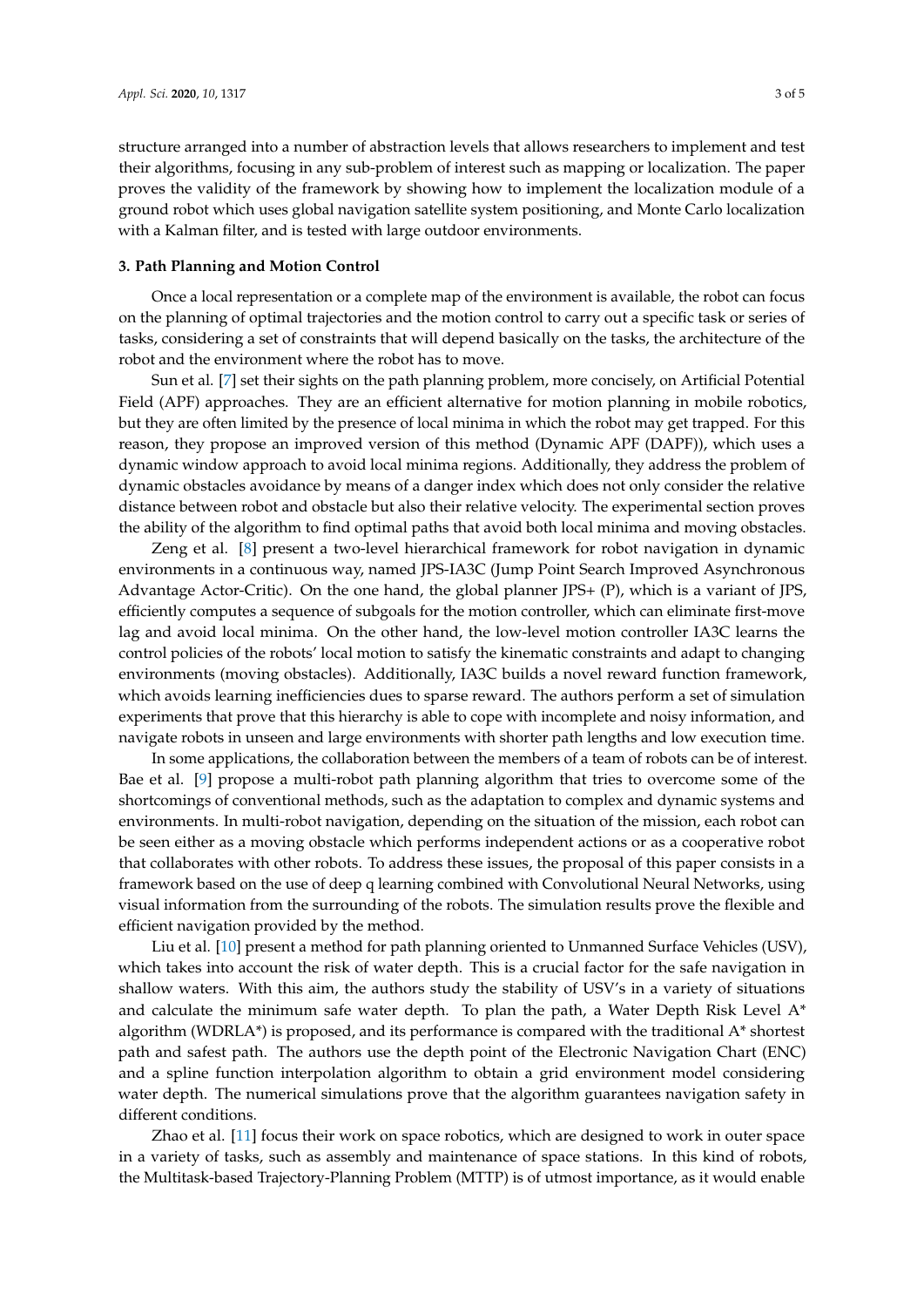structure arranged into a number of abstraction levels that allows researchers to implement and test their algorithms, focusing in any sub-problem of interest such as mapping or localization. The paper proves the validity of the framework by showing how to implement the localization module of a ground robot which uses global navigation satellite system positioning, and Monte Carlo localization with a Kalman filter, and is tested with large outdoor environments.

## 3. Path Planning and Motion Control

Once a local representation or a complete map of the environment is available, the robot can focus on the planning of optimal trajectories and the motion control to carry out a specific task or series of tasks, considering a set of constraints that will depend basically on the tasks, the architecture of the robot and the environment where the robot has to move.

Sun et al. [7] set their sights on the path planning problem, more concisely, on Artificial Potential Field (APF) approaches. They are an efficient alternative for motion planning in mobile robotics, but they are often limited by the presence of local minima in which the robot may get trapped. For this reason, they propose an improved version of this method (Dynamic APF (DAPF)), which uses a dynamic window approach to avoid local minima regions. Additionally, they address the problem of dynamic obstacles avoidance by means of a danger index which does not only consider the relative distance between robot and obstacle but also their relative velocity. The experimental section proves the ability of the algorithm to find optimal paths that avoid both local minima and moving obstacles.

Zeng et al. [8] present a two-level hierarchical framework for robot navigation in dynamic environments in a continuous way, named JPS-IA3C (Jump Point Search Improved Asynchronous Advantage Actor-Critic). On the one hand, the global planner JPS+ (P), which is a variant of JPS, efficiently computes a sequence of subgoals for the motion controller, which can eliminate first-move lag and avoid local minima. On the other hand, the low-level motion controller IA3C learns the control policies of the robots' local motion to satisfy the kinematic constraints and adapt to changing environments (moving obstacles). Additionally, IA3C builds a novel reward function framework, which avoids learning inefficiencies dues to sparse reward. The authors perform a set of simulation experiments that prove that this hierarchy is able to cope with incomplete and noisy information, and navigate robots in unseen and large environments with shorter path lengths and low execution time.

In some applications, the collaboration between the members of a team of robots can be of interest. Bae et al. [9] propose a multi-robot path planning algorithm that tries to overcome some of the shortcomings of conventional methods, such as the adaptation to complex and dynamic systems and environments. In multi-robot navigation, depending on the situation of the mission, each robot can be seen either as a moving obstacle which performs independent actions or as a cooperative robot that collaborates with other robots. To address these issues, the proposal of this paper consists in a framework based on the use of deep q learning combined with Convolutional Neural Networks, using visual information from the surrounding of the robots. The simulation results prove the flexible and efficient navigation provided by the method.

Liu et al. [10] present a method for path planning oriented to Unmanned Surface Vehicles (USV), which takes into account the risk of water depth. This is a crucial factor for the safe navigation in shallow waters. With this aim, the authors study the stability of USV's in a variety of situations and calculate the minimum safe water depth. To plan the path, a Water Depth Risk Level A* algorithm (WDRLA*) is proposed, and its performance is compared with the traditional A* shortest path and safest path. The authors use the depth point of the Electronic Navigation Chart (ENC) and a spline function interpolation algorithm to obtain a grid environment model considering water depth. The numerical simulations prove that the algorithm guarantees navigation safety in different conditions.

Zhao et al. [11] focus their work on space robotics, which are designed to work in outer space in a variety of tasks, such as assembly and maintenance of space stations. In this kind of robots, the Multitask-based Trajectory-Planning Problem (MTTP) is of utmost importance, as it would enable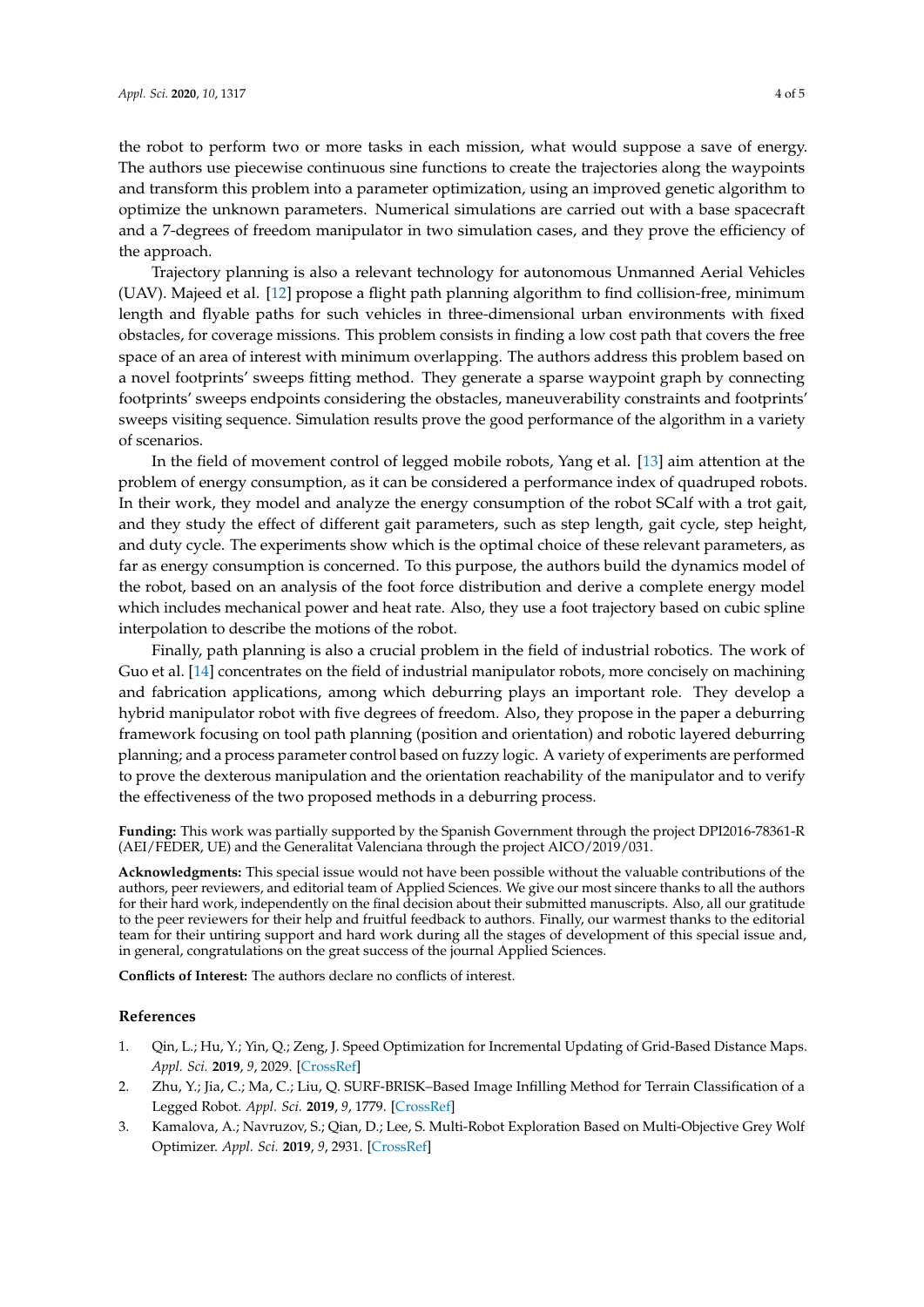the robot to perform two or more tasks in each mission, what would suppose a save of energy. The authors use piecewise continuous sine functions to create the trajectories along the waypoints and transform this problem into a parameter optimization, using an improved genetic algorithm to optimize the unknown parameters. Numerical simulations are carried out with a base spacecraft and a 7-degrees of freedom manipulator in two simulation cases, and they prove the efficiency of the approach.

Trajectory planning is also a relevant technology for autonomous Unmanned Aerial Vehicles (UAV). Majeed et al. [12] propose a flight path planning algorithm to find collision-free, minimum length and flyable paths for such vehicles in three-dimensional urban environments with fixed obstacles, for coverage missions. This problem consists in finding a low cost path that covers the free space of an area of interest with minimum overlapping. The authors address this problem based on a novel footprints' sweeps fitting method. They generate a sparse waypoint graph by connecting footprints' sweeps endpoints considering the obstacles, maneuverability constraints and footprints' sweeps visiting sequence. Simulation results prove the good performance of the algorithm in a variety of scenarios.

In the field of movement control of legged mobile robots, Yang et al. [13] aim attention at the problem of energy consumption, as it can be considered a performance index of quadruped robots. In their work, they model and analyze the energy consumption of the robot SCalf with a trot gait, and they study the effect of different gait parameters, such as step length, gait cycle, step height, and duty cycle. The experiments show which is the optimal choice of these relevant parameters, as far as energy consumption is concerned. To this purpose, the authors build the dynamics model of the robot, based on an analysis of the foot force distribution and derive a complete energy model which includes mechanical power and heat rate. Also, they use a foot trajectory based on cubic spline interpolation to describe the motions of the robot.

Finally, path planning is also a crucial problem in the field of industrial robotics. The work of Guo et al. [14] concentrates on the field of industrial manipulator robots, more concisely on machining and fabrication applications, among which deburring plays an important role. They develop a hybrid manipulator robot with five degrees of freedom. Also, they propose in the paper a deburring framework focusing on tool path planning (position and orientation) and robotic layered deburring planning; and a process parameter control based on fuzzy logic. A variety of experiments are performed to prove the dexterous manipulation and the orientation reachability of the manipulator and to verify the effectiveness of the two proposed methods in a deburring process.

**Funding:** This work was partially supported by the Spanish Government through the project DPI2016-78361-R (AEI/FEDER, UE) and the Generalitat Valenciana through the project AICO/2019/031.

**Acknowledgments:** This special issue would not have been possible without the valuable contributions of the authors, peer reviewers, and editorial team of Applied Sciences. We give our most sincere thanks to all the authors for their hard work, independently on the final decision about their submitted manuscripts. Also, all our gratitude to the peer reviewers for their help and fruitful feedback to authors. Finally, our warmest thanks to the editorial team for their untiring support and hard work during all the stages of development of this special issue and, in general, congratulations on the great success of the journal Applied Sciences.

**Conflicts of Interest:** The authors declare no conflicts of interest.

## References

1. Qin, L.; Hu, Y.; Yin, Q.; Zeng, J. Speed Optimization for Incremental Updating of Grid-Based Distance Maps. *Appl. Sci.* **2019**, *9*, 2029. [CrossRef]
2. Zhu, Y.; Jia, C.; Ma, C.; Liu, Q. SURF-BRISK–Based Image Infilling Method for Terrain Classification of a Legged Robot. *Appl. Sci.* **2019**, *9*, 1779. [CrossRef]
3. Kamalova, A.; Navruzov, S.; Qian, D.; Lee, S. Multi-Robot Exploration Based on Multi-Objective Grey Wolf Optimizer. *Appl. Sci.* **2019**, *9*, 2931. [CrossRef]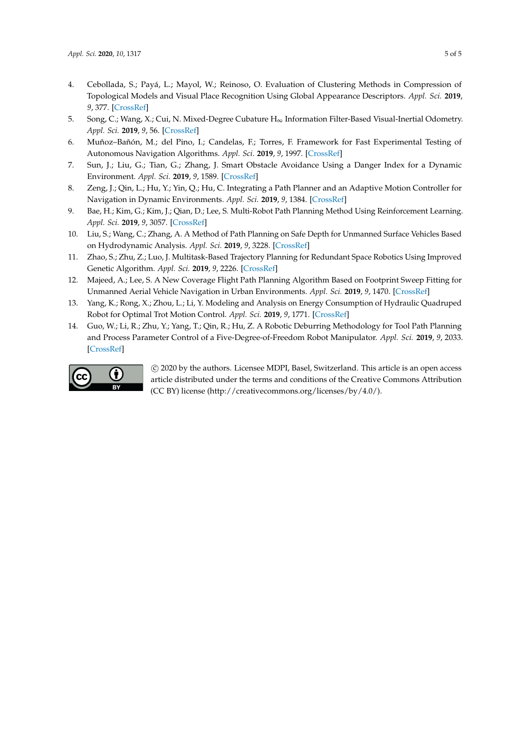4. Cebollada, S.; Payá, L.; Mayol, W.; Reinoso, O. Evaluation of Clustering Methods in Compression of Topological Models and Visual Place Recognition Using Global Appearance Descriptors. *Appl. Sci.* **2019**, *9*, 377. [CrossRef]
5. Song, C.; Wang, X.; Cui, N. Mixed-Degree Cubature $H_\infty$ Information Filter-Based Visual-Inertial Odometry. *Appl. Sci.* **2019**, *9*, 56. [CrossRef]
6. Muñoz–Bañón, M.; del Pino, I.; Candelas, F.; Torres, F. Framework for Fast Experimental Testing of Autonomous Navigation Algorithms. *Appl. Sci.* **2019**, *9*, 1997. [CrossRef]
7. Sun, J.; Liu, G.; Tian, G.; Zhang, J. Smart Obstacle Avoidance Using a Danger Index for a Dynamic Environment. *Appl. Sci.* **2019**, *9*, 1589. [CrossRef]
8. Zeng, J.; Qin, L.; Hu, Y.; Yin, Q.; Hu, C. Integrating a Path Planner and an Adaptive Motion Controller for Navigation in Dynamic Environments. *Appl. Sci.* **2019**, *9*, 1384. [CrossRef]
9. Bae, H.; Kim, G.; Kim, J.; Qian, D.; Lee, S. Multi-Robot Path Planning Method Using Reinforcement Learning. *Appl. Sci.* **2019**, *9*, 3057. [CrossRef]
10. Liu, S.; Wang, C.; Zhang, A. A Method of Path Planning on Safe Depth for Unmanned Surface Vehicles Based on Hydrodynamic Analysis. *Appl. Sci.* **2019**, *9*, 3228. [CrossRef]
11. Zhao, S.; Zhu, Z.; Luo, J. Multitask-Based Trajectory Planning for Redundant Space Robotics Using Improved Genetic Algorithm. *Appl. Sci.* **2019**, *9*, 2226. [CrossRef]
12. Majeed, A.; Lee, S. A New Coverage Flight Path Planning Algorithm Based on Footprint Sweep Fitting for Unmanned Aerial Vehicle Navigation in Urban Environments. *Appl. Sci.* **2019**, *9*, 1470. [CrossRef]
13. Yang, K.; Rong, X.; Zhou, L.; Li, Y. Modeling and Analysis on Energy Consumption of Hydraulic Quadruped Robot for Optimal Trot Motion Control. *Appl. Sci.* **2019**, *9*, 1771. [CrossRef]
14. Guo, W.; Li, R.; Zhu, Y.; Yang, T.; Qin, R.; Hu, Z. A Robotic Deburring Methodology for Tool Path Planning and Process Parameter Control of a Five-Degree-of-Freedom Robot Manipulator. *Appl. Sci.* **2019**, *9*, 2033. [CrossRef]

© 2020 by the authors. Licensee MDPI, Basel, Switzerland. This article is an open access article distributed under the terms and conditions of the Creative Commons Attribution (CC BY) license (http://creativecommons.org/licenses/by/4.0/).